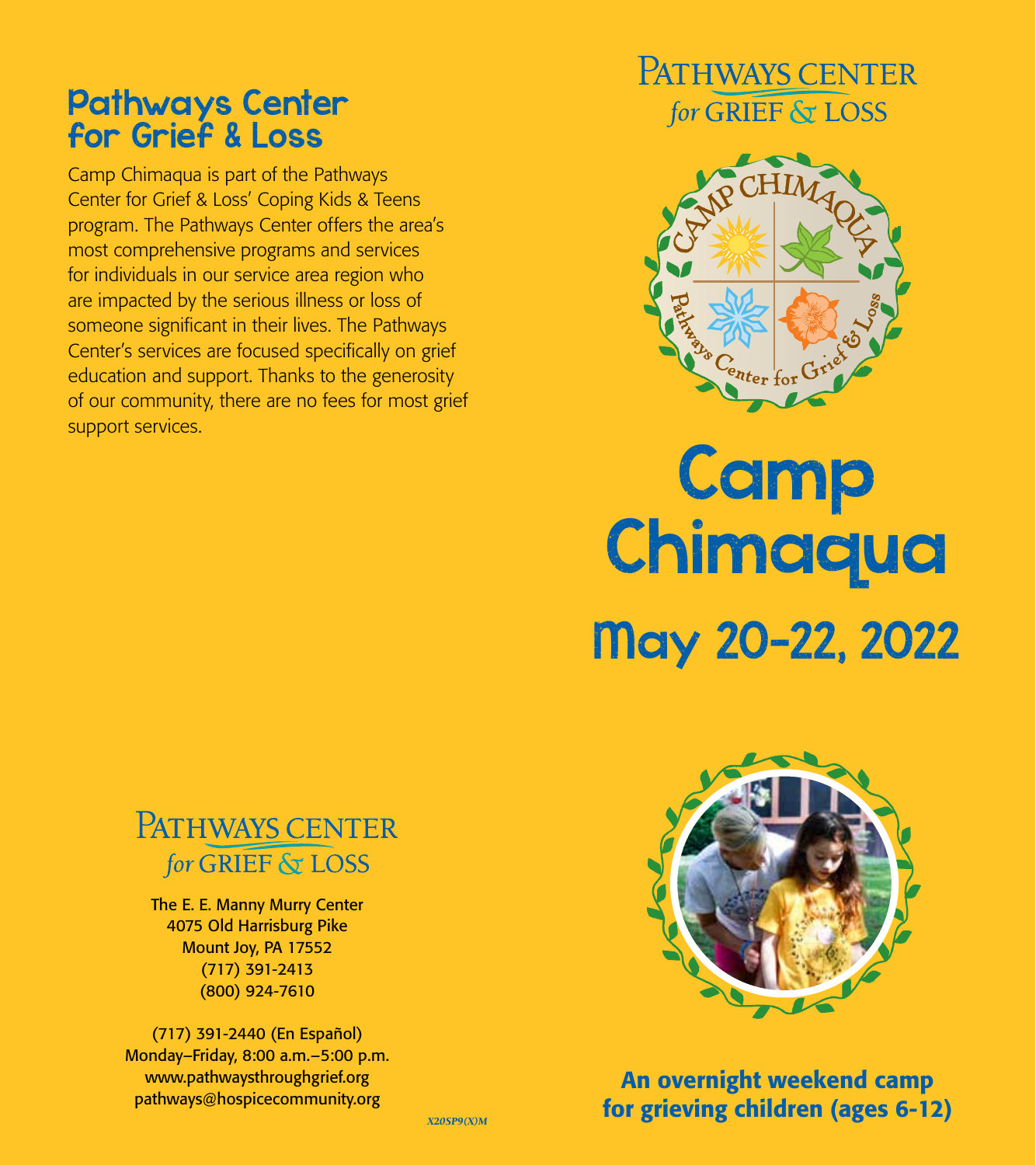## Pathways Center for Grief & Loss

Camp Chimaqua is part of the Pathways Center for Grief & Loss' Coping Kids & Teens program. The Pathways Center offers the area's most comprehensive programs and services for individuals in our service area region who are impacted by the serious illness or loss of someone significant in their lives. The Pathways Center's services are focused specifically on grief education and support. Thanks to the generosity of our community, there are no fees for most grief support services.

PATHWAYS CENTER *for* GRIEF & LOSS

The E. E. Manny Murry Center
4075 Old Harrisburg Pike
Mount Joy, PA 17552
(717) 391-2413
(800) 924-7610

(717) 391-2440 (En Español)
Monday–Friday, 8:00 a.m.–5:00 p.m.
www.pathwaysthroughgrief.org
pathways@hospicecommunity.org

*X20SP9(X)M*

PATHWAYS CENTER *for* GRIEF & LOSS

CAMP CHIMAQUA
Pathways Center for Grief & Loss

# Camp Chimaqua

## May 20-22, 2022

**An overnight weekend camp for grieving children (ages 6-12)**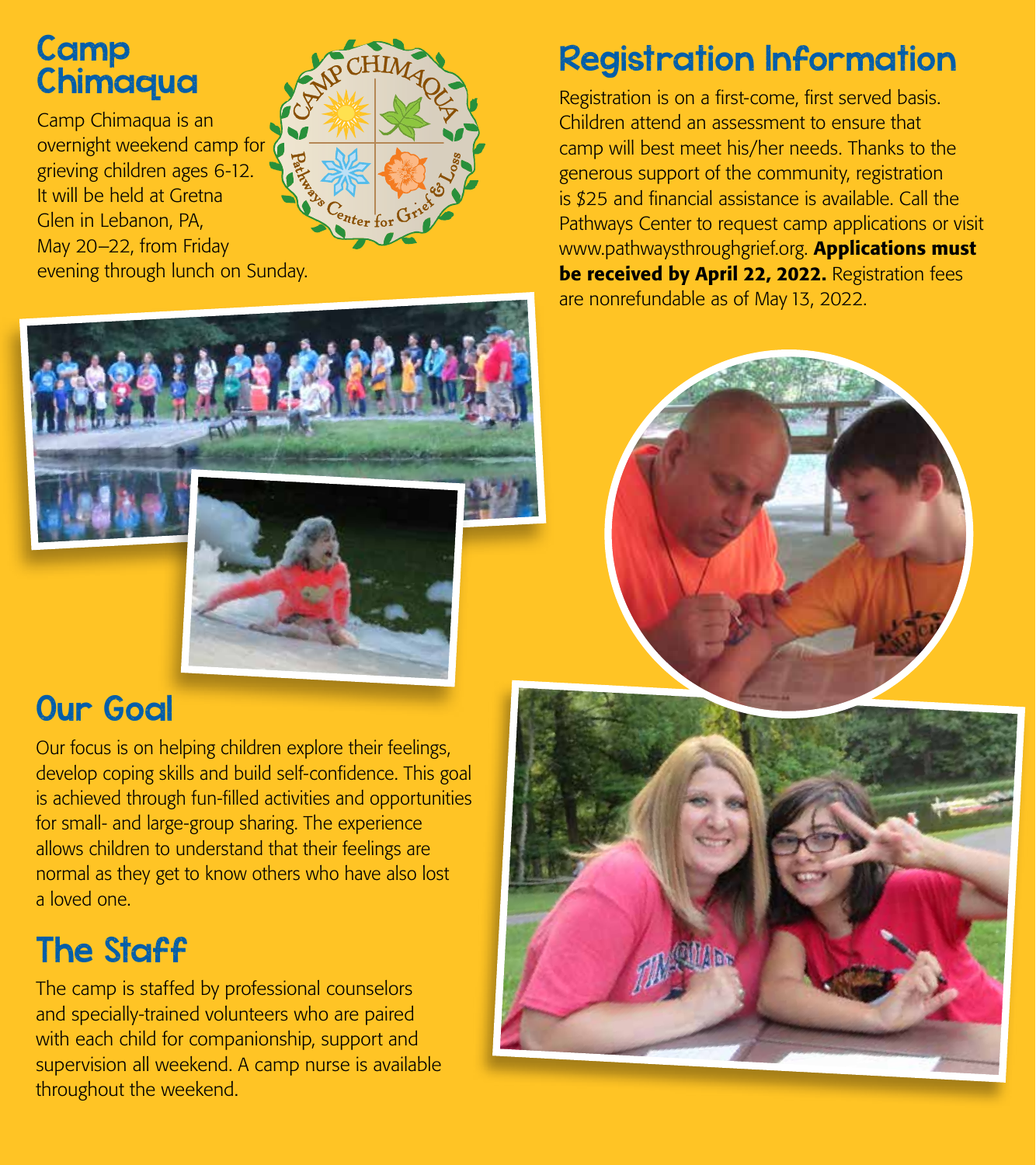## Camp Chimaqua

Camp Chimaqua is an overnight weekend camp for grieving children ages 6-12. It will be held at Gretna Glen in Lebanon, PA, May 20–22, from Friday evening through lunch on Sunday.

## Registration Information

Registration is on a first-come, first served basis. Children attend an assessment to ensure that camp will best meet his/her needs. Thanks to the generous support of the community, registration is $25 and financial assistance is available. Call the Pathways Center to request camp applications or visit www.pathwaysthroughgrief.org. **Applications must be received by April 22, 2022.** Registration fees are nonrefundable as of May 13, 2022.

## Our Goal

Our focus is on helping children explore their feelings, develop coping skills and build self-confidence. This goal is achieved through fun-filled activities and opportunities for small- and large-group sharing. The experience allows children to understand that their feelings are normal as they get to know others who have also lost a loved one.

## The Staff

The camp is staffed by professional counselors and specially-trained volunteers who are paired with each child for companionship, support and supervision all weekend. A camp nurse is available throughout the weekend.